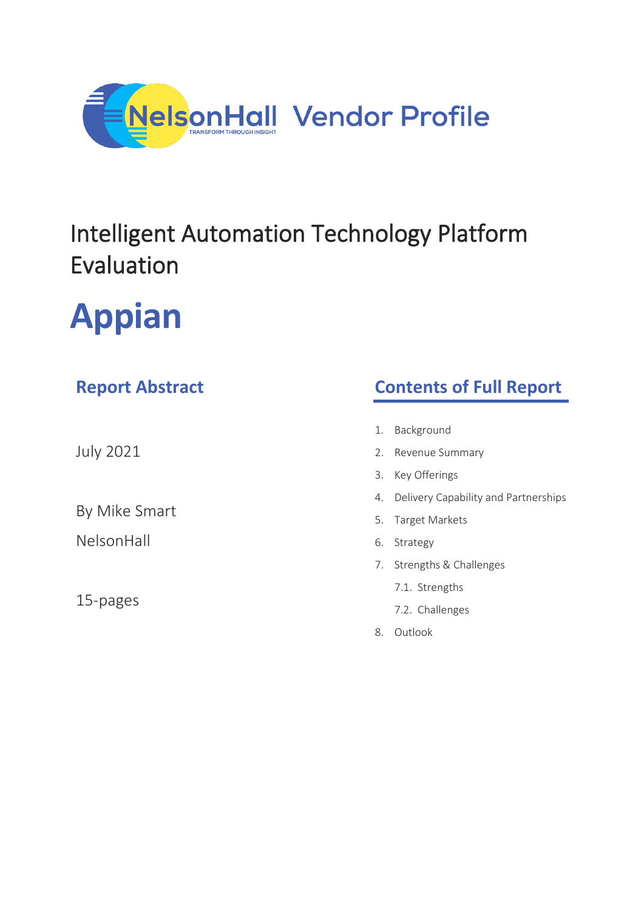NelsonHall Vendor Profile

# Intelligent Automation Technology Platform Evaluation

# Appian

## Report Abstract

July 2021

By Mike Smart

NelsonHall

15-pages

## Contents of Full Report

1. Background
2. Revenue Summary
3. Key Offerings
4. Delivery Capability and Partnerships
5. Target Markets
6. Strategy
7. Strengths & Challenges
   7.1. Strengths
   7.2. Challenges
8. Outlook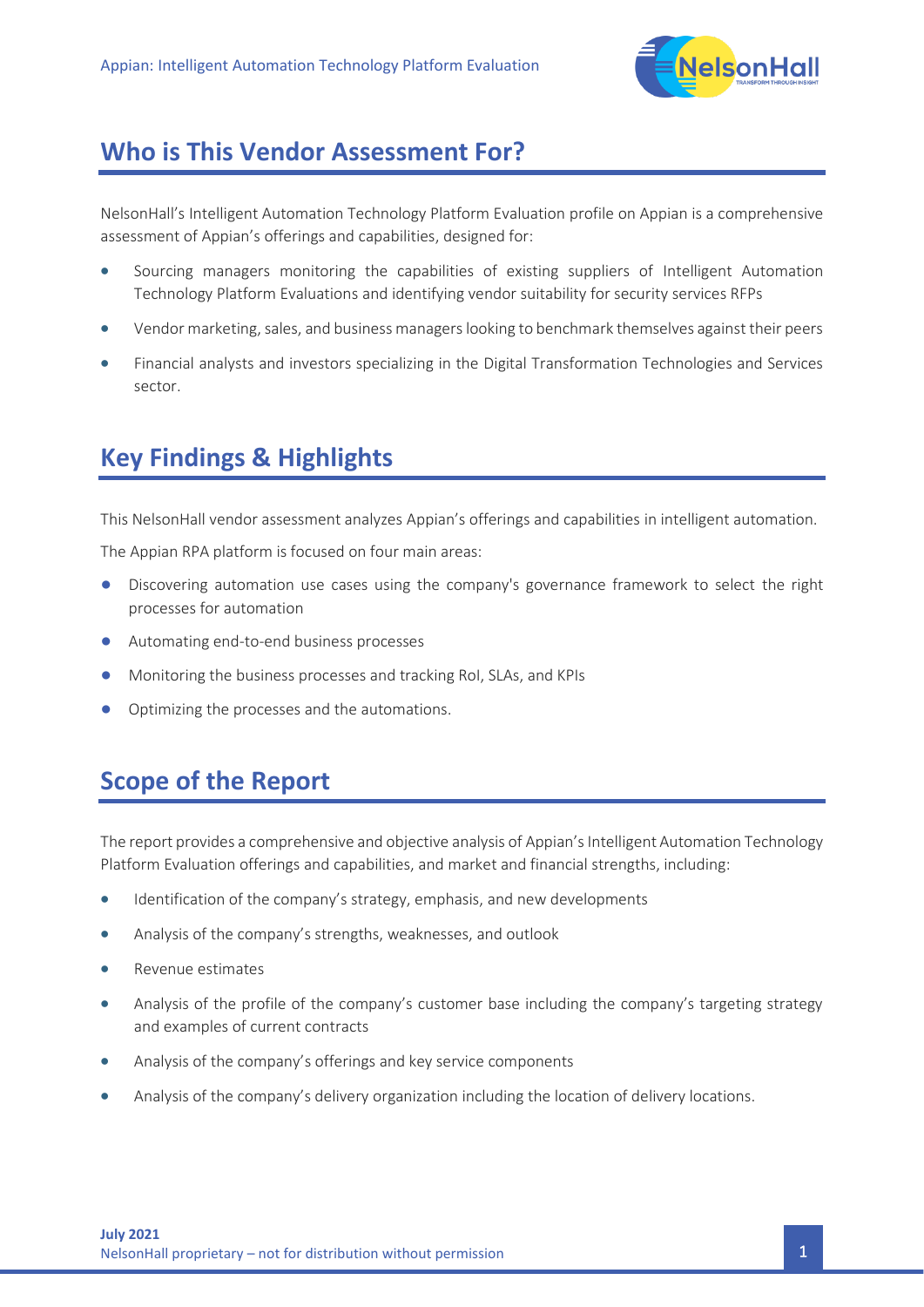## Who is This Vendor Assessment For?

NelsonHall's Intelligent Automation Technology Platform Evaluation profile on Appian is a comprehensive assessment of Appian's offerings and capabilities, designed for:

- Sourcing managers monitoring the capabilities of existing suppliers of Intelligent Automation Technology Platform Evaluations and identifying vendor suitability for security services RFPs
- Vendor marketing, sales, and business managers looking to benchmark themselves against their peers
- Financial analysts and investors specializing in the Digital Transformation Technologies and Services sector.

## Key Findings & Highlights

This NelsonHall vendor assessment analyzes Appian's offerings and capabilities in intelligent automation.

The Appian RPA platform is focused on four main areas:

- Discovering automation use cases using the company's governance framework to select the right processes for automation
- Automating end-to-end business processes
- Monitoring the business processes and tracking RoI, SLAs, and KPIs
- Optimizing the processes and the automations.

## Scope of the Report

The report provides a comprehensive and objective analysis of Appian's Intelligent Automation Technology Platform Evaluation offerings and capabilities, and market and financial strengths, including:

- Identification of the company's strategy, emphasis, and new developments
- Analysis of the company's strengths, weaknesses, and outlook
- Revenue estimates
- Analysis of the profile of the company's customer base including the company's targeting strategy and examples of current contracts
- Analysis of the company's offerings and key service components
- Analysis of the company's delivery organization including the location of delivery locations.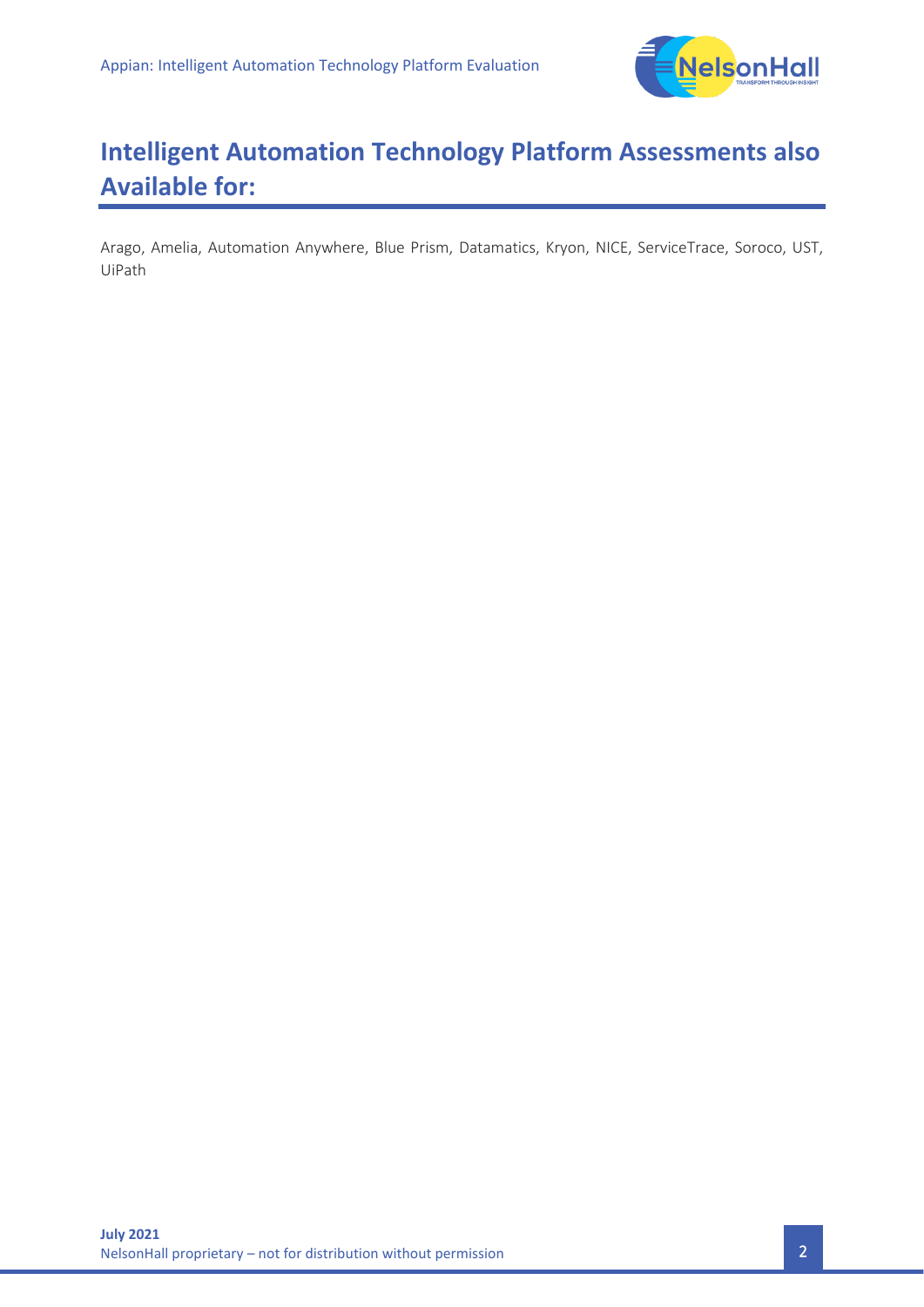## Intelligent Automation Technology Platform Assessments also Available for:

Arago, Amelia, Automation Anywhere, Blue Prism, Datamatics, Kryon, NICE, ServiceTrace, Soroco, UST, UiPath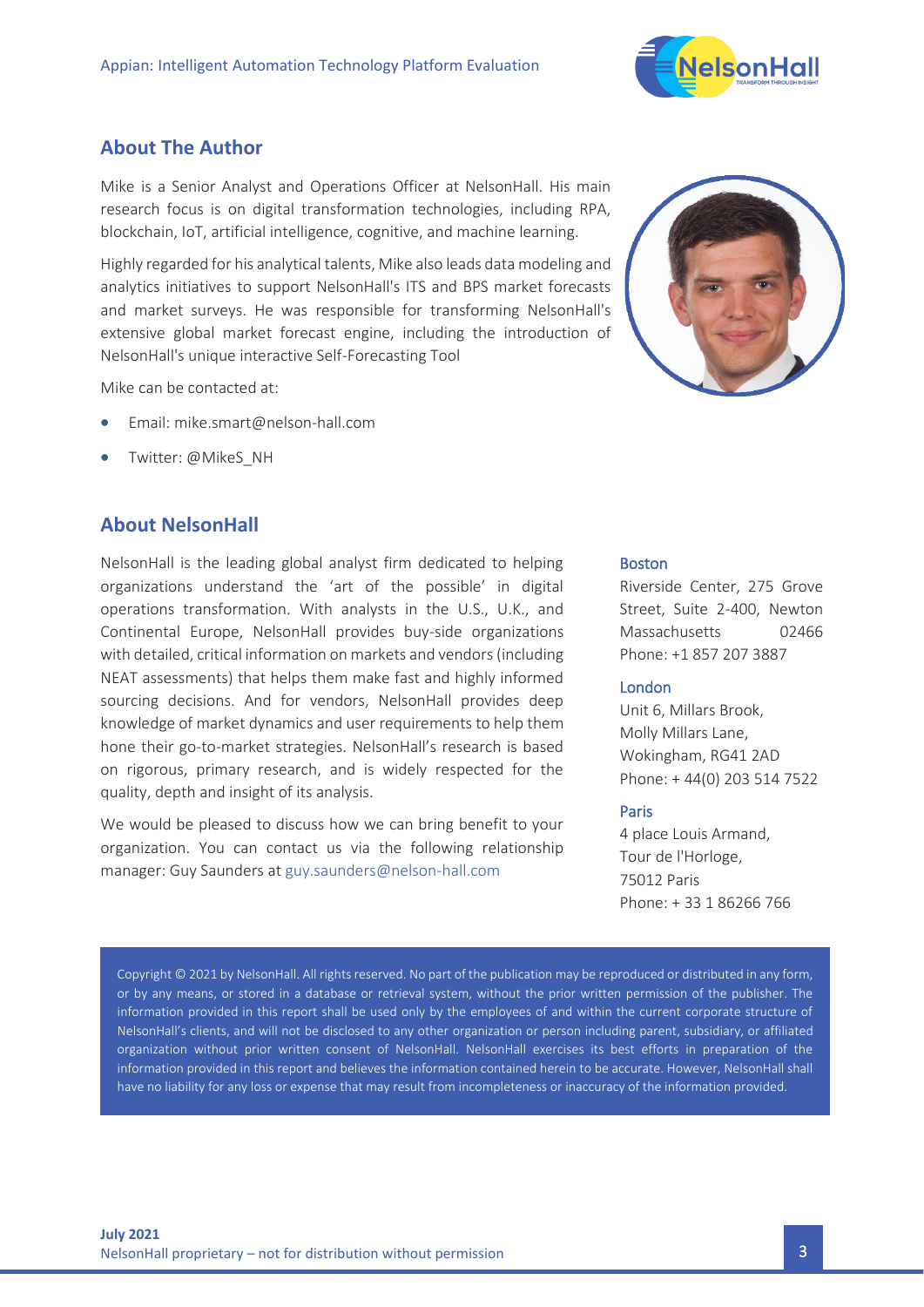## About The Author

Mike is a Senior Analyst and Operations Officer at NelsonHall. His main research focus is on digital transformation technologies, including RPA, blockchain, IoT, artificial intelligence, cognitive, and machine learning.

Highly regarded for his analytical talents, Mike also leads data modeling and analytics initiatives to support NelsonHall's ITS and BPS market forecasts and market surveys. He was responsible for transforming NelsonHall's extensive global market forecast engine, including the introduction of NelsonHall's unique interactive Self-Forecasting Tool

Mike can be contacted at:

- Email: mike.smart@nelson-hall.com
- Twitter: @MikeS_NH

## About NelsonHall

NelsonHall is the leading global analyst firm dedicated to helping organizations understand the 'art of the possible' in digital operations transformation. With analysts in the U.S., U.K., and Continental Europe, NelsonHall provides buy-side organizations with detailed, critical information on markets and vendors (including NEAT assessments) that helps them make fast and highly informed sourcing decisions. And for vendors, NelsonHall provides deep knowledge of market dynamics and user requirements to help them hone their go-to-market strategies. NelsonHall's research is based on rigorous, primary research, and is widely respected for the quality, depth and insight of its analysis.

We would be pleased to discuss how we can bring benefit to your organization. You can contact us via the following relationship manager: Guy Saunders at guy.saunders@nelson-hall.com

**Boston**
Riverside Center, 275 Grove Street, Suite 2-400, Newton Massachusetts 02466
Phone: +1 857 207 3887

**London**
Unit 6, Millars Brook,
Molly Millars Lane,
Wokingham, RG41 2AD
Phone: + 44(0) 203 514 7522

**Paris**
4 place Louis Armand,
Tour de l'Horloge,
75012 Paris
Phone: + 33 1 86266 766

Copyright © 2021 by NelsonHall. All rights reserved. No part of the publication may be reproduced or distributed in any form, or by any means, or stored in a database or retrieval system, without the prior written permission of the publisher. The information provided in this report shall be used only by the employees of and within the current corporate structure of NelsonHall's clients, and will not be disclosed to any other organization or person including parent, subsidiary, or affiliated organization without prior written consent of NelsonHall. NelsonHall exercises its best efforts in preparation of the information provided in this report and believes the information contained herein to be accurate. However, NelsonHall shall have no liability for any loss or expense that may result from incompleteness or inaccuracy of the information provided.